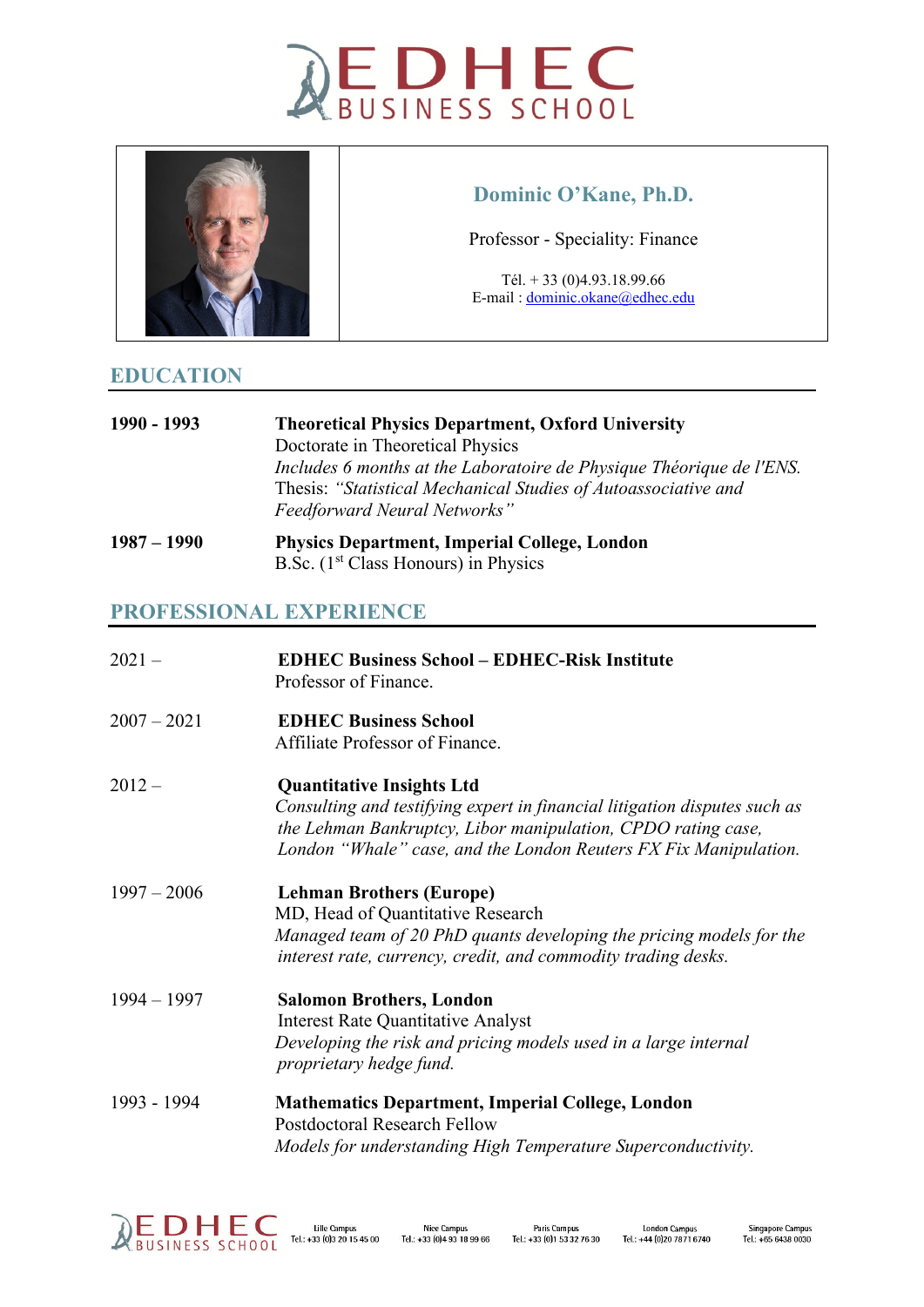# Dominic O'Kane, Ph.D.

Professor - Speciality: Finance

Tél. + 33 (0)4.93.18.99.66
E-mail : dominic.okane@edhec.edu

## EDUCATION

**1990 - 1993** — **Theoretical Physics Department, Oxford University**
Doctorate in Theoretical Physics
*Includes 6 months at the Laboratoire de Physique Théorique de l'ENS.*
Thesis: *"Statistical Mechanical Studies of Autoassociative and Feedforward Neural Networks"*

**1987 – 1990** — **Physics Department, Imperial College, London**
B.Sc. (1st Class Honours) in Physics

## PROFESSIONAL EXPERIENCE

2021 – — **EDHEC Business School – EDHEC-Risk Institute**
Professor of Finance.

2007 – 2021 — **EDHEC Business School**
Affiliate Professor of Finance.

2012 – — **Quantitative Insights Ltd**
*Consulting and testifying expert in financial litigation disputes such as the Lehman Bankruptcy, Libor manipulation, CPDO rating case, London "Whale" case, and the London Reuters FX Fix Manipulation.*

1997 – 2006 — **Lehman Brothers (Europe)**
MD, Head of Quantitative Research
*Managed team of 20 PhD quants developing the pricing models for the interest rate, currency, credit, and commodity trading desks.*

1994 – 1997 — **Salomon Brothers, London**
Interest Rate Quantitative Analyst
*Developing the risk and pricing models used in a large internal proprietary hedge fund.*

1993 - 1994 — **Mathematics Department, Imperial College, London**
Postdoctoral Research Fellow
*Models for understanding High Temperature Superconductivity.*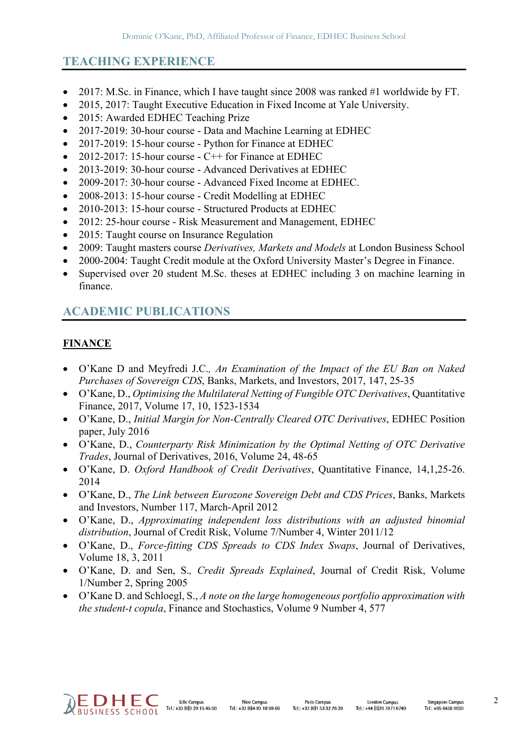## TEACHING EXPERIENCE

- 2017: M.Sc. in Finance, which I have taught since 2008 was ranked #1 worldwide by FT.
- 2015, 2017: Taught Executive Education in Fixed Income at Yale University.
- 2015: Awarded EDHEC Teaching Prize
- 2017-2019: 30-hour course - Data and Machine Learning at EDHEC
- 2017-2019: 15-hour course - Python for Finance at EDHEC
- 2012-2017: 15-hour course - C++ for Finance at EDHEC
- 2013-2019: 30-hour course - Advanced Derivatives at EDHEC
- 2009-2017: 30-hour course - Advanced Fixed Income at EDHEC.
- 2008-2013: 15-hour course - Credit Modelling at EDHEC
- 2010-2013: 15-hour course - Structured Products at EDHEC
- 2012: 25-hour course - Risk Measurement and Management, EDHEC
- 2015: Taught course on Insurance Regulation
- 2009: Taught masters course *Derivatives, Markets and Models* at London Business School
- 2000-2004: Taught Credit module at the Oxford University Master's Degree in Finance.
- Supervised over 20 student M.Sc. theses at EDHEC including 3 on machine learning in finance.

## ACADEMIC PUBLICATIONS

### FINANCE

- O'Kane D and Meyfredi J.C., *An Examination of the Impact of the EU Ban on Naked Purchases of Sovereign CDS*, Banks, Markets, and Investors, 2017, 147, 25-35
- O'Kane, D., *Optimising the Multilateral Netting of Fungible OTC Derivatives*, Quantitative Finance, 2017, Volume 17, 10, 1523-1534
- O'Kane, D., *Initial Margin for Non-Centrally Cleared OTC Derivatives*, EDHEC Position paper, July 2016
- O'Kane, D., *Counterparty Risk Minimization by the Optimal Netting of OTC Derivative Trades*, Journal of Derivatives, 2016, Volume 24, 48-65
- O'Kane, D. *Oxford Handbook of Credit Derivatives*, Quantitative Finance, 14,1,25-26. 2014
- O'Kane, D., *The Link between Eurozone Sovereign Debt and CDS Prices*, Banks, Markets and Investors, Number 117, March-April 2012
- O'Kane, D., *Approximating independent loss distributions with an adjusted binomial distribution*, Journal of Credit Risk, Volume 7/Number 4, Winter 2011/12
- O'Kane, D., *Force-fitting CDS Spreads to CDS Index Swaps*, Journal of Derivatives, Volume 18, 3, 2011
- O'Kane, D. and Sen, S., *Credit Spreads Explained*, Journal of Credit Risk, Volume 1/Number 2, Spring 2005
- O'Kane D. and Schloegl, S., *A note on the large homogeneous portfolio approximation with the student-t copula*, Finance and Stochastics, Volume 9 Number 4, 577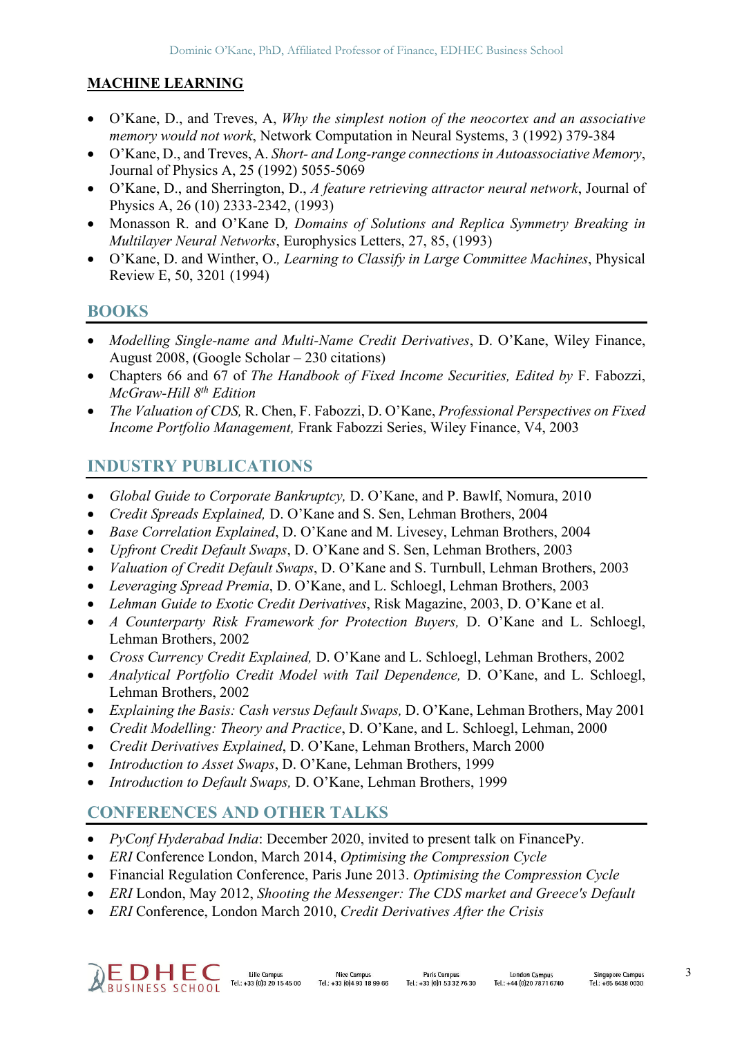## MACHINE LEARNING

- O'Kane, D., and Treves, A, *Why the simplest notion of the neocortex and an associative memory would not work*, Network Computation in Neural Systems, 3 (1992) 379-384
- O'Kane, D., and Treves, A. *Short- and Long-range connections in Autoassociative Memory*, Journal of Physics A, 25 (1992) 5055-5069
- O'Kane, D., and Sherrington, D., *A feature retrieving attractor neural network*, Journal of Physics A, 26 (10) 2333-2342, (1993)
- Monasson R. and O'Kane D, *Domains of Solutions and Replica Symmetry Breaking in Multilayer Neural Networks*, Europhysics Letters, 27, 85, (1993)
- O'Kane, D. and Winther, O., *Learning to Classify in Large Committee Machines*, Physical Review E, 50, 3201 (1994)

## BOOKS

- *Modelling Single-name and Multi-Name Credit Derivatives*, D. O'Kane, Wiley Finance, August 2008, (Google Scholar – 230 citations)
- Chapters 66 and 67 of *The Handbook of Fixed Income Securities, Edited by* F. Fabozzi, *McGraw-Hill 8th Edition*
- *The Valuation of CDS,* R. Chen, F. Fabozzi, D. O'Kane, *Professional Perspectives on Fixed Income Portfolio Management,* Frank Fabozzi Series, Wiley Finance, V4, 2003

## INDUSTRY PUBLICATIONS

- *Global Guide to Corporate Bankruptcy,* D. O'Kane, and P. Bawlf, Nomura, 2010
- *Credit Spreads Explained,* D. O'Kane and S. Sen, Lehman Brothers, 2004
- *Base Correlation Explained*, D. O'Kane and M. Livesey, Lehman Brothers, 2004
- *Upfront Credit Default Swaps*, D. O'Kane and S. Sen, Lehman Brothers, 2003
- *Valuation of Credit Default Swaps*, D. O'Kane and S. Turnbull, Lehman Brothers, 2003
- *Leveraging Spread Premia*, D. O'Kane, and L. Schloegl, Lehman Brothers, 2003
- *Lehman Guide to Exotic Credit Derivatives*, Risk Magazine, 2003, D. O'Kane et al.
- *A Counterparty Risk Framework for Protection Buyers,* D. O'Kane and L. Schloegl, Lehman Brothers, 2002
- *Cross Currency Credit Explained,* D. O'Kane and L. Schloegl, Lehman Brothers, 2002
- *Analytical Portfolio Credit Model with Tail Dependence,* D. O'Kane, and L. Schloegl, Lehman Brothers, 2002
- *Explaining the Basis: Cash versus Default Swaps,* D. O'Kane, Lehman Brothers, May 2001
- *Credit Modelling: Theory and Practice*, D. O'Kane, and L. Schloegl, Lehman, 2000
- *Credit Derivatives Explained*, D. O'Kane, Lehman Brothers, March 2000
- *Introduction to Asset Swaps*, D. O'Kane, Lehman Brothers, 1999
- *Introduction to Default Swaps,* D. O'Kane, Lehman Brothers, 1999

## CONFERENCES AND OTHER TALKS

- *PyConf Hyderabad India*: December 2020, invited to present talk on FinancePy.
- *ERI* Conference London, March 2014, *Optimising the Compression Cycle*
- Financial Regulation Conference, Paris June 2013. *Optimising the Compression Cycle*
- *ERI* London, May 2012, *Shooting the Messenger: The CDS market and Greece's Default*
- *ERI* Conference, London March 2010, *Credit Derivatives After the Crisis*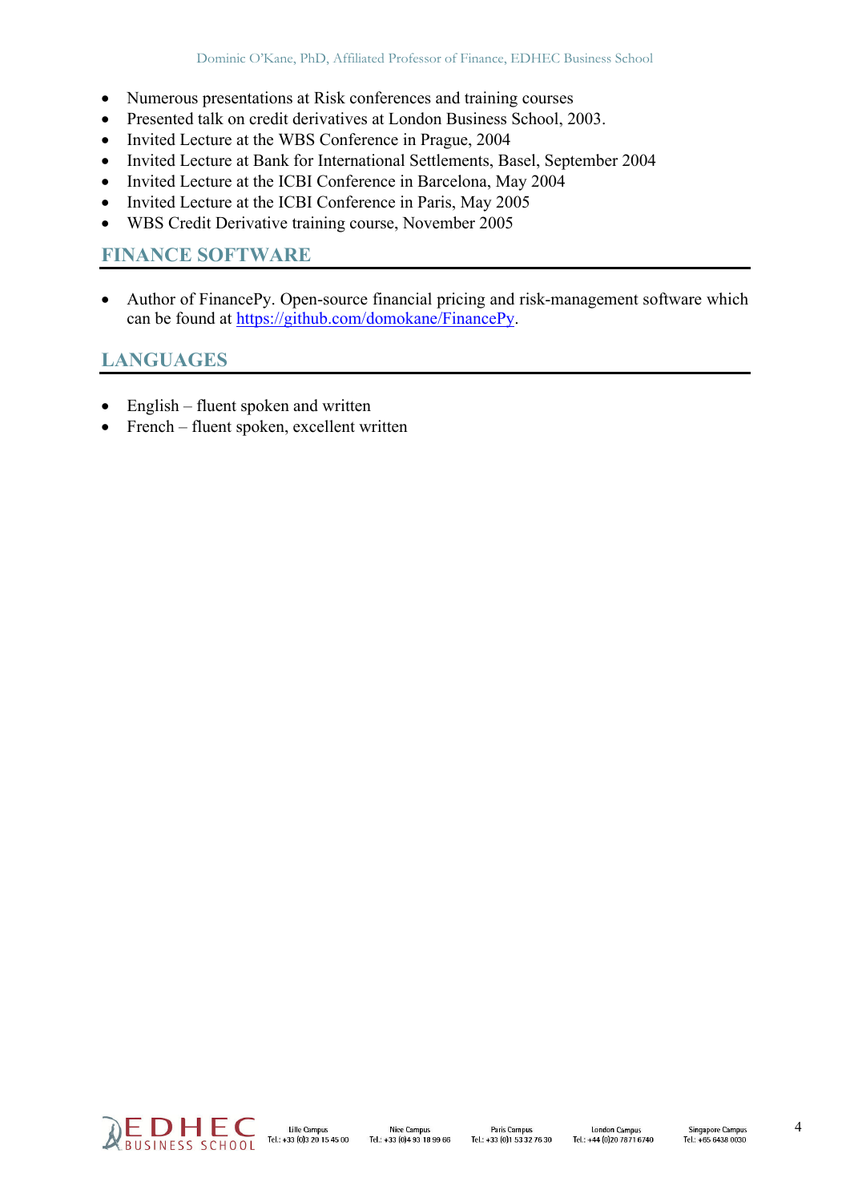- Numerous presentations at Risk conferences and training courses
- Presented talk on credit derivatives at London Business School, 2003.
- Invited Lecture at the WBS Conference in Prague, 2004
- Invited Lecture at Bank for International Settlements, Basel, September 2004
- Invited Lecture at the ICBI Conference in Barcelona, May 2004
- Invited Lecture at the ICBI Conference in Paris, May 2005
- WBS Credit Derivative training course, November 2005

## FINANCE SOFTWARE

- Author of FinancePy. Open-source financial pricing and risk-management software which can be found at https://github.com/domokane/FinancePy.

## LANGUAGES

- English – fluent spoken and written
- French – fluent spoken, excellent written